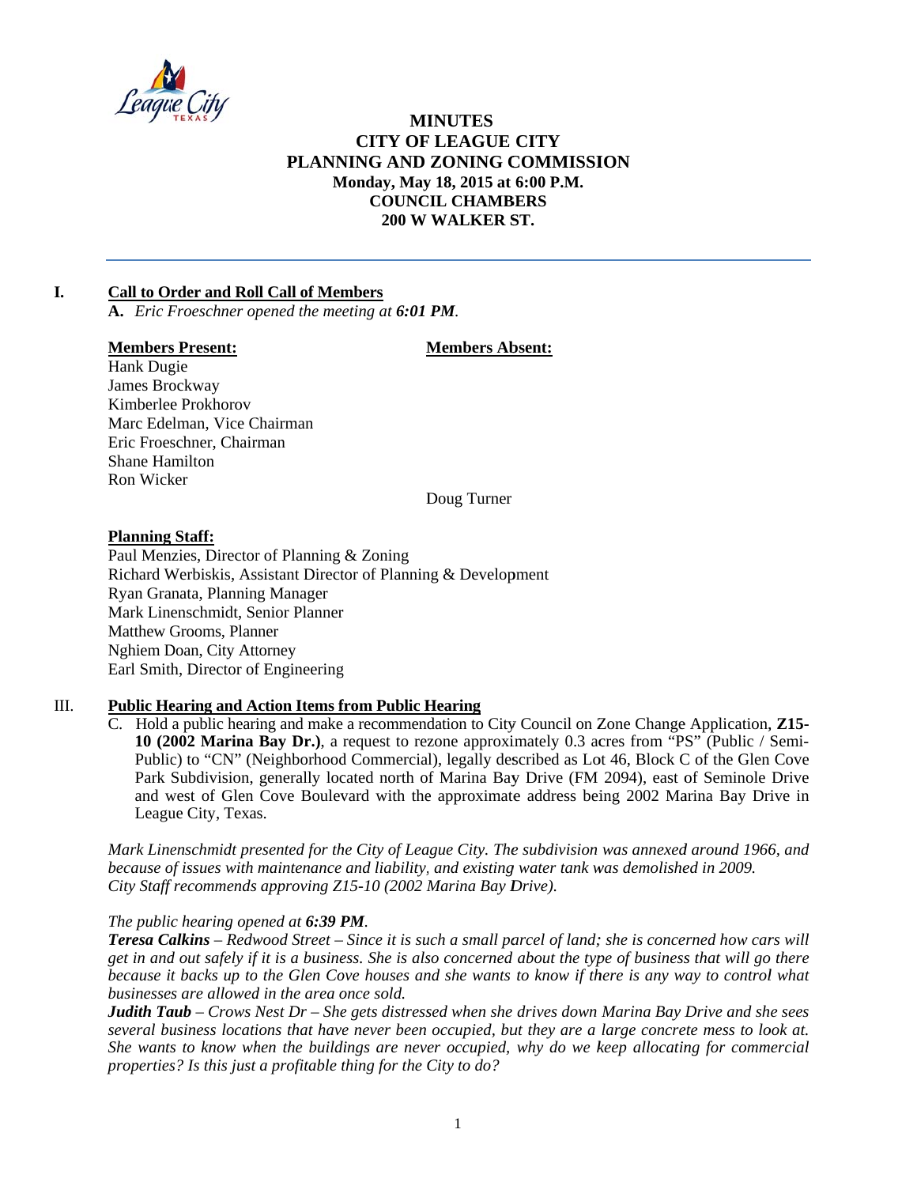# MINUTES
# CITY OF LEAGUE CITY
# PLANNING AND ZONING COMMISSION
**Monday, May 18, 2015 at 6:00 P.M.**
**COUNCIL CHAMBERS**
**200 W WALKER ST.**

---

## I. Call to Order and Roll Call of Members

**A.** *Eric Froeschner opened the meeting at **6:01 PM**.*

| **Members Present:** | **Members Absent:** |
|---|---|
| Hank Dugie | |
| James Brockway | |
| Kimberlee Prokhorov | |
| Marc Edelman, Vice Chairman | |
| Eric Froeschner, Chairman | |
| Shane Hamilton | |
| Ron Wicker | |
| | Doug Turner |

**Planning Staff:**

Paul Menzies, Director of Planning & Zoning
Richard Werbiskis, Assistant Director of Planning & Development
Ryan Granata, Planning Manager
Mark Linenschmidt, Senior Planner
Matthew Grooms, Planner
Nghiem Doan, City Attorney
Earl Smith, Director of Engineering

## III. Public Hearing and Action Items from Public Hearing

C. Hold a public hearing and make a recommendation to City Council on Zone Change Application, **Z15-10 (2002 Marina Bay Dr.)**, a request to rezone approximately 0.3 acres from "PS" (Public / Semi-Public) to "CN" (Neighborhood Commercial), legally described as Lot 46, Block C of the Glen Cove Park Subdivision, generally located north of Marina Bay Drive (FM 2094), east of Seminole Drive and west of Glen Cove Boulevard with the approximate address being 2002 Marina Bay Drive in League City, Texas.

*Mark Linenschmidt presented for the City of League City. The subdivision was annexed around 1966, and because of issues with maintenance and liability, and existing water tank was demolished in 2009.*
*City Staff recommends approving Z15-10 (2002 Marina Bay Drive).*

*The public hearing opened at **6:39 PM**.*
***Teresa Calkins** – Redwood Street – Since it is such a small parcel of land; she is concerned how cars will get in and out safely if it is a business. She is also concerned about the type of business that will go there because it backs up to the Glen Cove houses and she wants to know if there is any way to control what businesses are allowed in the area once sold.*
***Judith Taub** – Crows Nest Dr – She gets distressed when she drives down Marina Bay Drive and she sees several business locations that have never been occupied, but they are a large concrete mess to look at. She wants to know when the buildings are never occupied, why do we keep allocating for commercial properties? Is this just a profitable thing for the City to do?*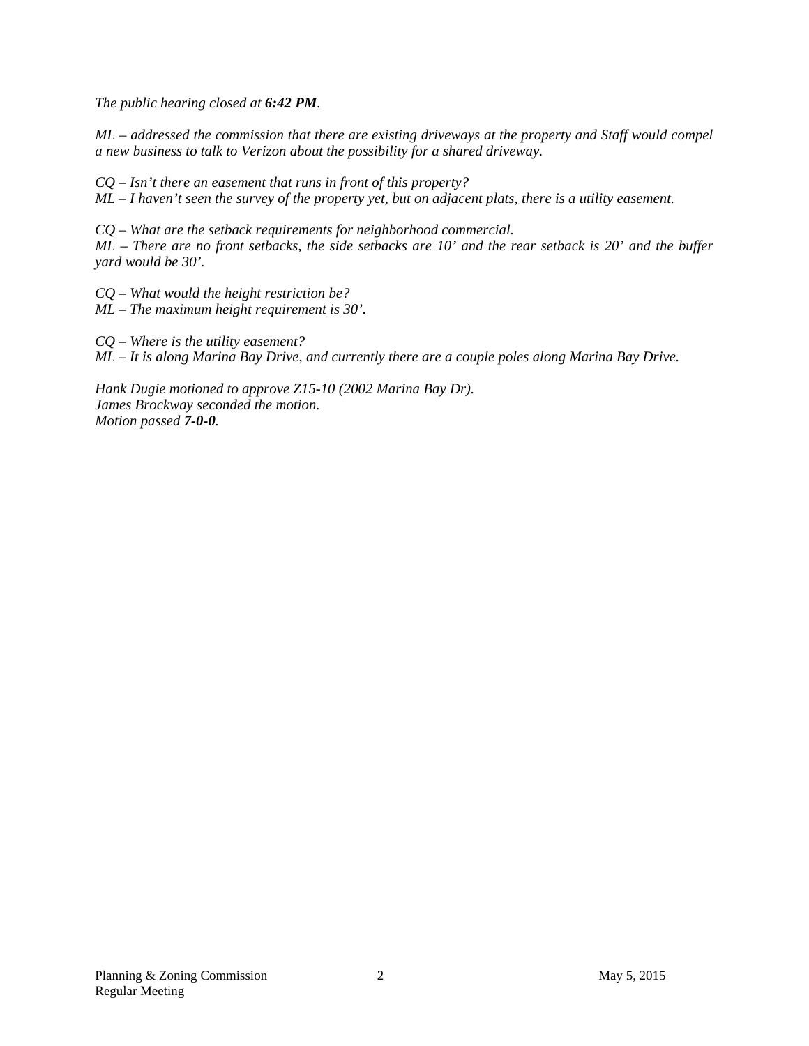*The public hearing closed at **6:42 PM**.*

*ML – addressed the commission that there are existing driveways at the property and Staff would compel a new business to talk to Verizon about the possibility for a shared driveway.*

*CQ – Isn't there an easement that runs in front of this property?*
*ML – I haven't seen the survey of the property yet, but on adjacent plats, there is a utility easement.*

*CQ – What are the setback requirements for neighborhood commercial.*
*ML – There are no front setbacks, the side setbacks are 10' and the rear setback is 20' and the buffer yard would be 30'.*

*CQ – What would the height restriction be?*
*ML – The maximum height requirement is 30'.*

*CQ – Where is the utility easement?*
*ML – It is along Marina Bay Drive, and currently there are a couple poles along Marina Bay Drive.*

*Hank Dugie motioned to approve Z15-10 (2002 Marina Bay Dr).*
*James Brockway seconded the motion.*
*Motion passed **7-0-0**.*